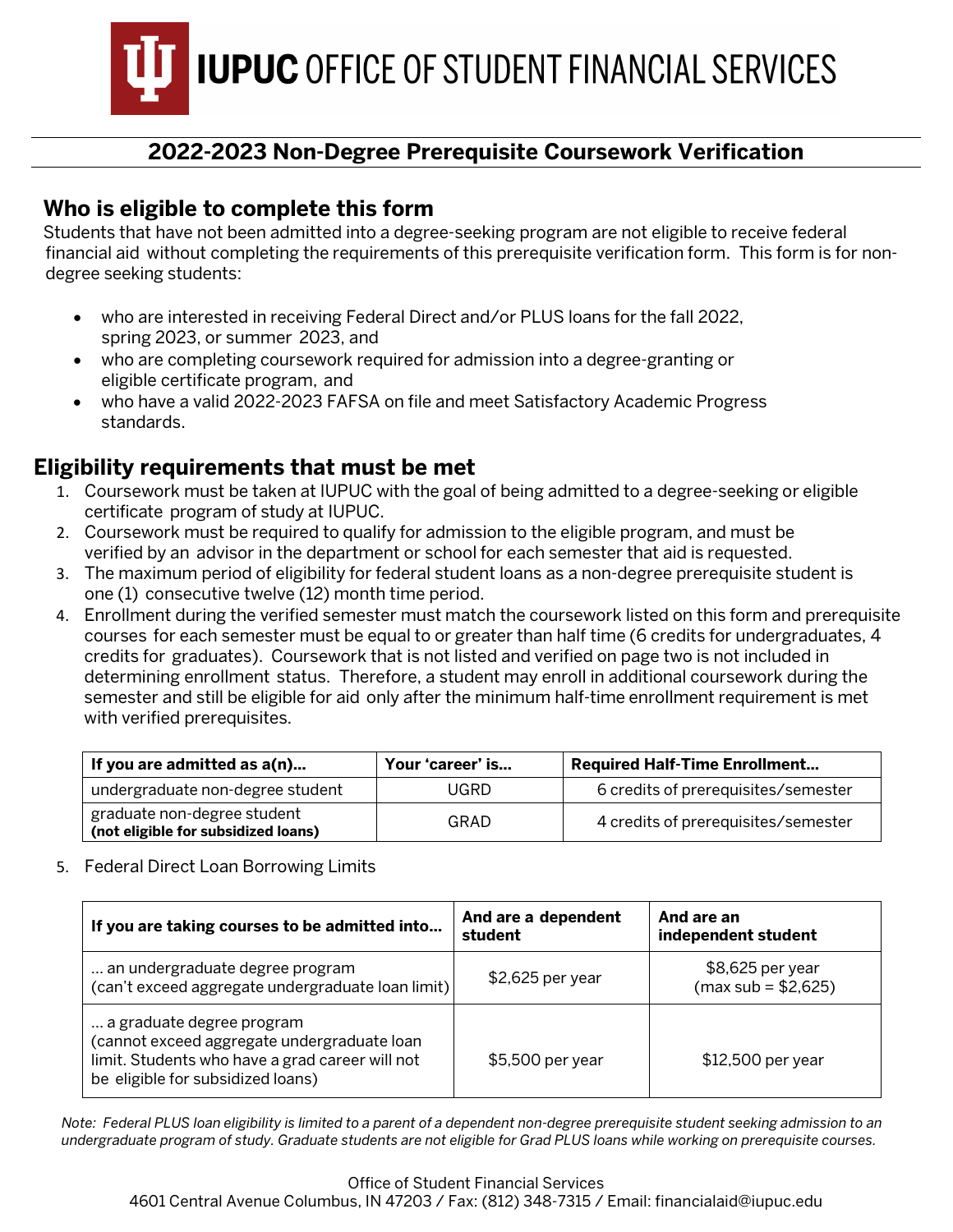# IUPUC OFFICE OF STUDENT FINANCIAL SERVICES

## 2022-2023 Non-Degree Prerequisite Coursework Verification

### Who is eligible to complete this form

Students that have not been admitted into a degree-seeking program are not eligible to receive federal financial aid without completing the requirements of this prerequisite verification form. This form is for non-degree seeking students:

- who are interested in receiving Federal Direct and/or PLUS loans for the fall 2022, spring 2023, or summer 2023, and
- who are completing coursework required for admission into a degree-granting or eligible certificate program, and
- who have a valid 2022-2023 FAFSA on file and meet Satisfactory Academic Progress standards.

### Eligibility requirements that must be met

1. Coursework must be taken at IUPUC with the goal of being admitted to a degree-seeking or eligible certificate program of study at IUPUC.
2. Coursework must be required to qualify for admission to the eligible program, and must be verified by an advisor in the department or school for each semester that aid is requested.
3. The maximum period of eligibility for federal student loans as a non-degree prerequisite student is one (1) consecutive twelve (12) month time period.
4. Enrollment during the verified semester must match the coursework listed on this form and prerequisite courses for each semester must be equal to or greater than half time (6 credits for undergraduates, 4 credits for graduates). Coursework that is not listed and verified on page two is not included in determining enrollment status. Therefore, a student may enroll in additional coursework during the semester and still be eligible for aid only after the minimum half-time enrollment requirement is met with verified prerequisites.

| If you are admitted as a(n)... | Your 'career' is... | Required Half-Time Enrollment... |
|---|---|---|
| undergraduate non-degree student | UGRD | 6 credits of prerequisites/semester |
| graduate non-degree student **(not eligible for subsidized loans)** | GRAD | 4 credits of prerequisites/semester |

5. Federal Direct Loan Borrowing Limits

| If you are taking courses to be admitted into... | And are a dependent student | And are an independent student |
|---|---|---|
| ... an undergraduate degree program (can't exceed aggregate undergraduate loan limit) | $2,625 per year | $8,625 per year (max sub = $2,625) |
| ... a graduate degree program (cannot exceed aggregate undergraduate loan limit. Students who have a grad career will not be eligible for subsidized loans) | $5,500 per year | $12,500 per year |

*Note: Federal PLUS loan eligibility is limited to a parent of a dependent non-degree prerequisite student seeking admission to an undergraduate program of study. Graduate students are not eligible for Grad PLUS loans while working on prerequisite courses.*

Office of Student Financial Services
4601 Central Avenue Columbus, IN 47203 / Fax: (812) 348-7315 / Email: financialaid@iupuc.edu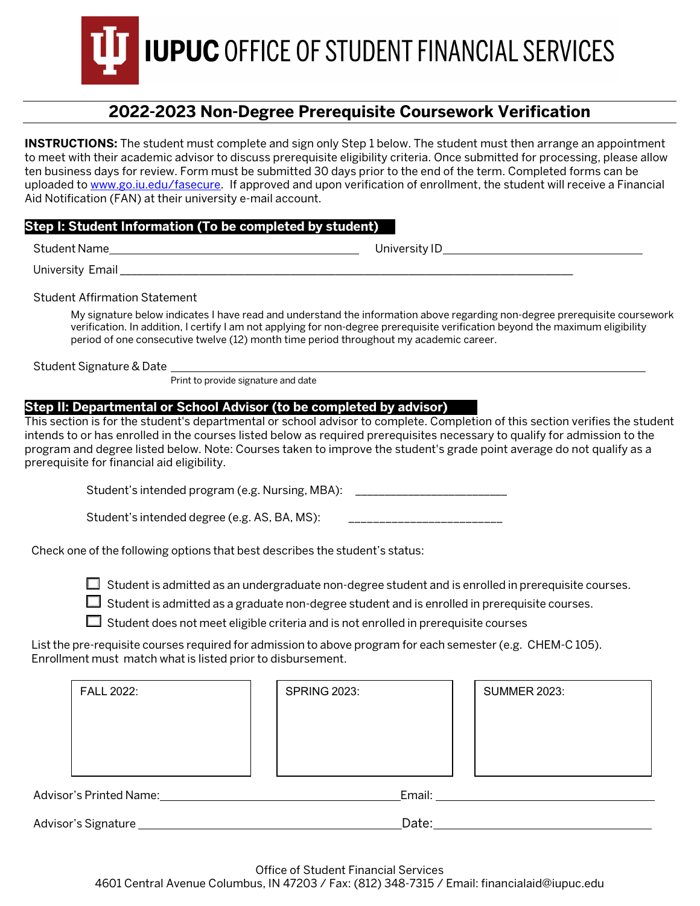# IUPUC OFFICE OF STUDENT FINANCIAL SERVICES

## 2022-2023 Non-Degree Prerequisite Coursework Verification

**INSTRUCTIONS:** The student must complete and sign only Step 1 below. The student must then arrange an appointment to meet with their academic advisor to discuss prerequisite eligibility criteria. Once submitted for processing, please allow ten business days for review. Form must be submitted 30 days prior to the end of the term. Completed forms can be uploaded to www.go.iu.edu/fasecure. If approved and upon verification of enrollment, the student will receive a Financial Aid Notification (FAN) at their university e-mail account.

### Step I: Student Information (To be completed by student)

Student Name ________________________________ University ID ____________________________

University Email ________________________________________________________________

Student Affirmation Statement

My signature below indicates I have read and understand the information above regarding non-degree prerequisite coursework verification. In addition, I certify I am not applying for non-degree prerequisite verification beyond the maximum eligibility period of one consecutive twelve (12) month time period throughout my academic career.

Student Signature & Date ________________________________________________________________

Print to provide signature and date

### Step II: Departmental or School Advisor (to be completed by advisor)

This section is for the student's departmental or school advisor to complete. Completion of this section verifies the student intends to or has enrolled in the courses listed below as required prerequisites necessary to qualify for admission to the program and degree listed below. Note: Courses taken to improve the student's grade point average do not qualify as a prerequisite for financial aid eligibility.

Student's intended program (e.g. Nursing, MBA): ________________________

Student's intended degree (e.g. AS, BA, MS): ________________________

Check one of the following options that best describes the student's status:

- ☐ Student is admitted as an undergraduate non-degree student and is enrolled in prerequisite courses.
- ☐ Student is admitted as a graduate non-degree student and is enrolled in prerequisite courses.
- ☐ Student does not meet eligible criteria and is not enrolled in prerequisite courses

List the pre-requisite courses required for admission to above program for each semester (e.g. CHEM-C 105). Enrollment must match what is listed prior to disbursement.

| FALL 2022: | SPRING 2023: | SUMMER 2023: |
|---|---|---|
| | | |

Advisor's Printed Name: ________________________________ Email: ________________________________

Advisor's Signature ________________________________ Date: ________________________________

Office of Student Financial Services
4601 Central Avenue Columbus, IN 47203 / Fax: (812) 348-7315 / Email: financialaid@iupuc.edu